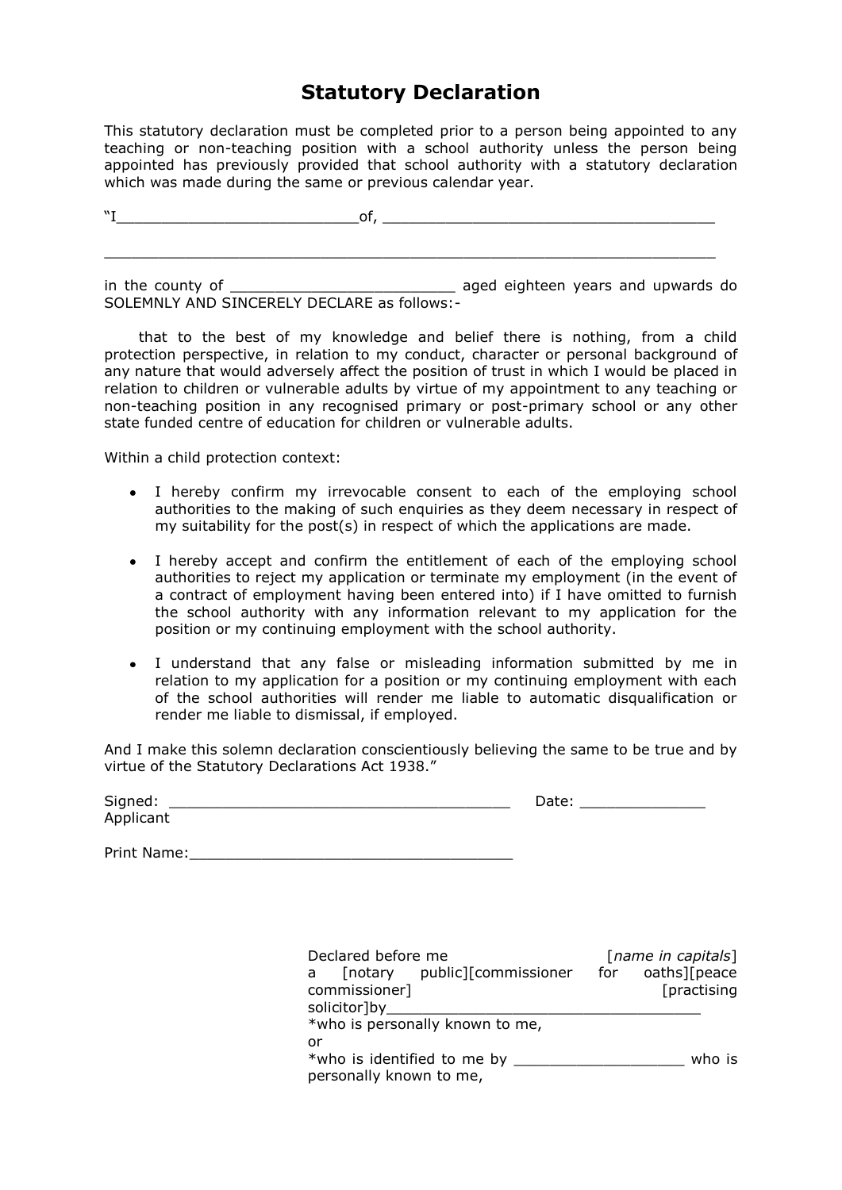# Statutory Declaration

This statutory declaration must be completed prior to a person being appointed to any teaching or non-teaching position with a school authority unless the person being appointed has previously provided that school authority with a statutory declaration which was made during the same or previous calendar year.

"I__________________________of, _____________________________________

_____________________________________________________________________

in the county of _________________________ aged eighteen years and upwards do SOLEMNLY AND SINCERELY DECLARE as follows:-

that to the best of my knowledge and belief there is nothing, from a child protection perspective, in relation to my conduct, character or personal background of any nature that would adversely affect the position of trust in which I would be placed in relation to children or vulnerable adults by virtue of my appointment to any teaching or non-teaching position in any recognised primary or post-primary school or any other state funded centre of education for children or vulnerable adults.

Within a child protection context:

- I hereby confirm my irrevocable consent to each of the employing school authorities to the making of such enquiries as they deem necessary in respect of my suitability for the post(s) in respect of which the applications are made.
- I hereby accept and confirm the entitlement of each of the employing school authorities to reject my application or terminate my employment (in the event of a contract of employment having been entered into) if I have omitted to furnish the school authority with any information relevant to my application for the position or my continuing employment with the school authority.
- I understand that any false or misleading information submitted by me in relation to my application for a position or my continuing employment with each of the school authorities will render me liable to automatic disqualification or render me liable to dismissal, if employed.

And I make this solemn declaration conscientiously believing the same to be true and by virtue of the Statutory Declarations Act 1938."

Signed: _____________________________________ Date: ______________
Applicant

Print Name:____________________________________

Declared before me [*name in capitals*] a [notary public][commissioner for oaths][peace commissioner] [practising solicitor]by___________________________________
*who is personally known to me,
or
*who is identified to me by __________________ who is personally known to me,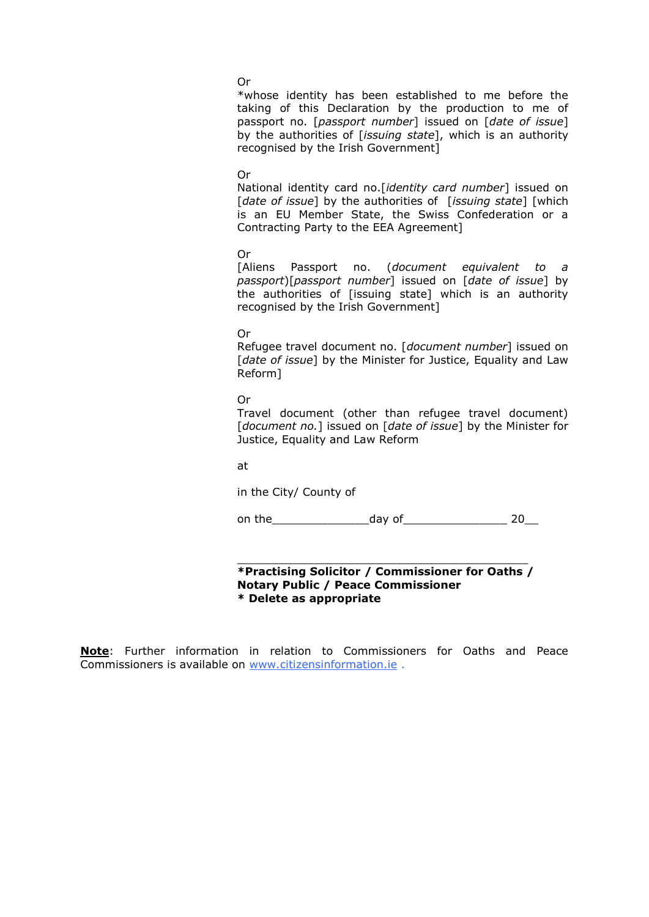Or
*whose identity has been established to me before the taking of this Declaration by the production to me of passport no. [*passport number*] issued on [*date of issue*] by the authorities of [*issuing state*], which is an authority recognised by the Irish Government]

Or
National identity card no.[*identity card number*] issued on [*date of issue*] by the authorities of [*issuing state*] [which is an EU Member State, the Swiss Confederation or a Contracting Party to the EEA Agreement]

Or
[Aliens Passport no. (*document equivalent to a passport*)[*passport number*] issued on [*date of issue*] by the authorities of [issuing state] which is an authority recognised by the Irish Government]

Or
Refugee travel document no. [*document number*] issued on [*date of issue*] by the Minister for Justice, Equality and Law Reform]

Or
Travel document (other than refugee travel document) [*document no.*] issued on [*date of issue*] by the Minister for Justice, Equality and Law Reform

at

in the City/ County of

on the_______________day of________________ 20__

______________________________________________

**\*Practising Solicitor / Commissioner for Oaths / Notary Public / Peace Commissioner**
**\* Delete as appropriate**

**<u>Note</u>**: Further information in relation to Commissioners for Oaths and Peace Commissioners is available on [www.citizensinformation.ie](http://www.citizensinformation.ie) .